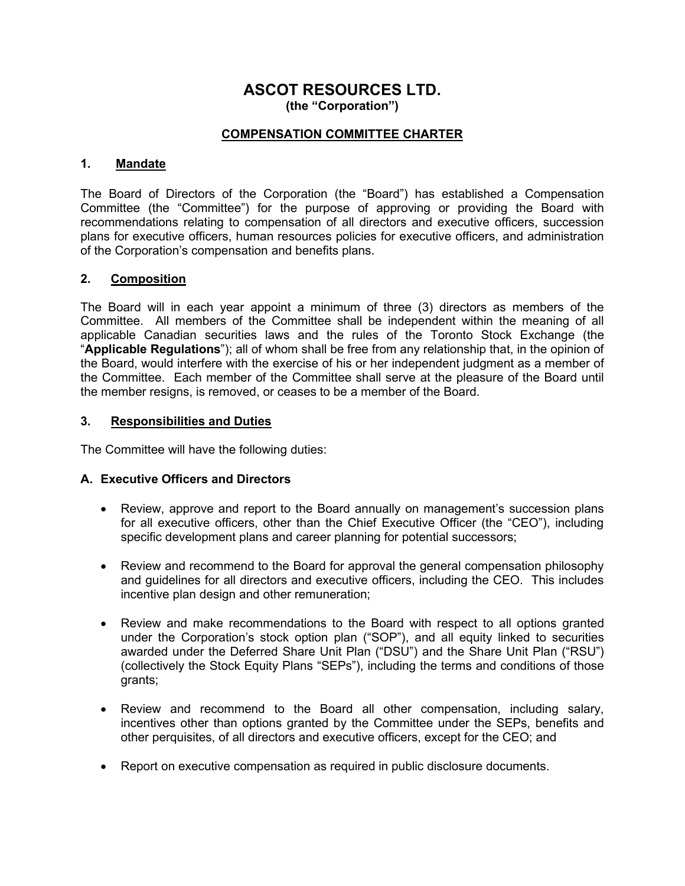# ASCOT RESOURCES LTD.

**(the “Corporation”)**

## COMPENSATION COMMITTEE CHARTER

### 1. Mandate

The Board of Directors of the Corporation (the “Board”) has established a Compensation Committee (the “Committee”) for the purpose of approving or providing the Board with recommendations relating to compensation of all directors and executive officers, succession plans for executive officers, human resources policies for executive officers, and administration of the Corporation’s compensation and benefits plans.

### 2. Composition

The Board will in each year appoint a minimum of three (3) directors as members of the Committee. All members of the Committee shall be independent within the meaning of all applicable Canadian securities laws and the rules of the Toronto Stock Exchange (the “**Applicable Regulations**”); all of whom shall be free from any relationship that, in the opinion of the Board, would interfere with the exercise of his or her independent judgment as a member of the Committee. Each member of the Committee shall serve at the pleasure of the Board until the member resigns, is removed, or ceases to be a member of the Board.

### 3. Responsibilities and Duties

The Committee will have the following duties:

#### A. Executive Officers and Directors

- Review, approve and report to the Board annually on management’s succession plans for all executive officers, other than the Chief Executive Officer (the “CEO”), including specific development plans and career planning for potential successors;
- Review and recommend to the Board for approval the general compensation philosophy and guidelines for all directors and executive officers, including the CEO. This includes incentive plan design and other remuneration;
- Review and make recommendations to the Board with respect to all options granted under the Corporation’s stock option plan (“SOP”), and all equity linked to securities awarded under the Deferred Share Unit Plan (“DSU”) and the Share Unit Plan (“RSU”) (collectively the Stock Equity Plans “SEPs”), including the terms and conditions of those grants;
- Review and recommend to the Board all other compensation, including salary, incentives other than options granted by the Committee under the SEPs, benefits and other perquisites, of all directors and executive officers, except for the CEO; and
- Report on executive compensation as required in public disclosure documents.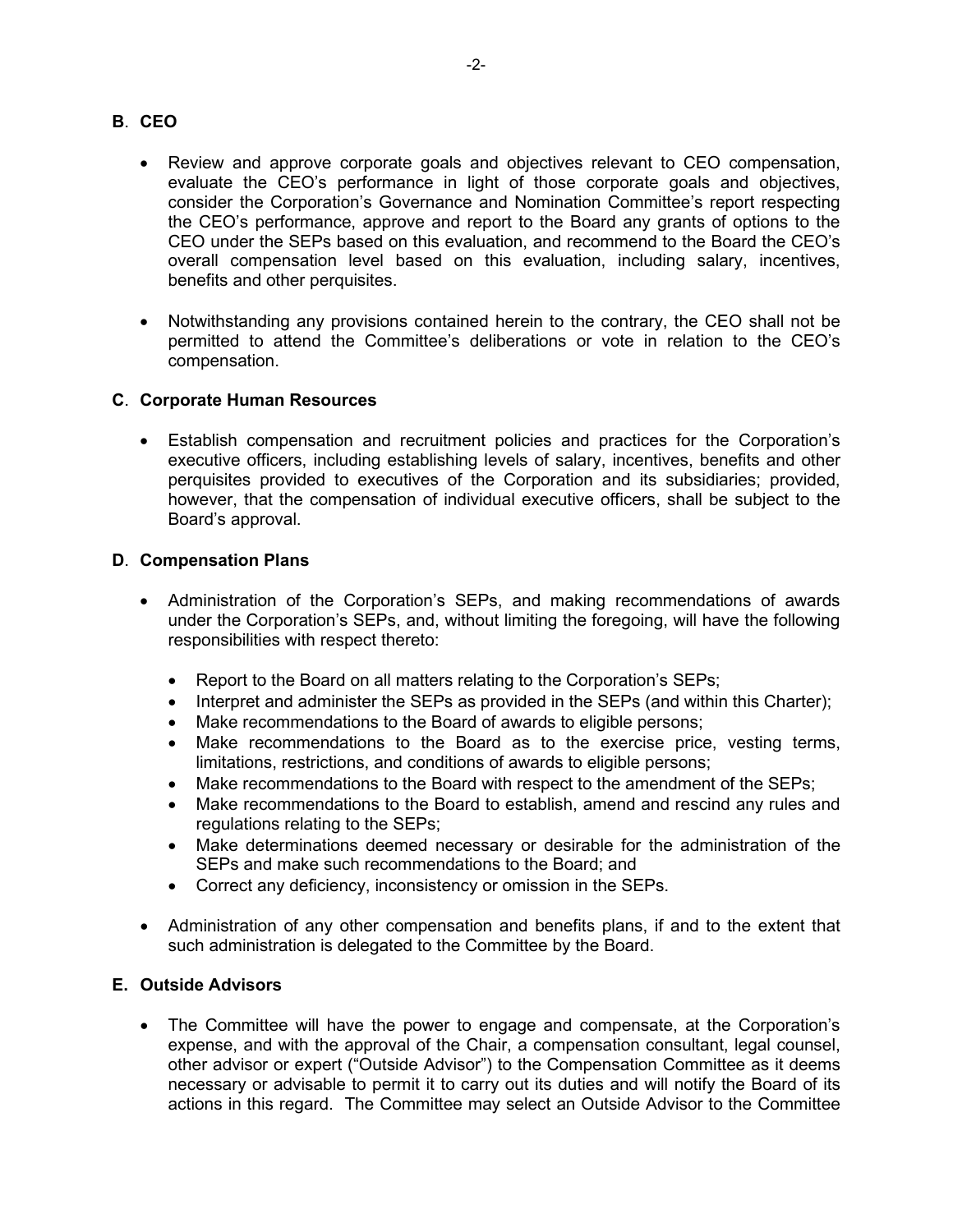## B. CEO

- Review and approve corporate goals and objectives relevant to CEO compensation, evaluate the CEO's performance in light of those corporate goals and objectives, consider the Corporation's Governance and Nomination Committee's report respecting the CEO's performance, approve and report to the Board any grants of options to the CEO under the SEPs based on this evaluation, and recommend to the Board the CEO's overall compensation level based on this evaluation, including salary, incentives, benefits and other perquisites.

- Notwithstanding any provisions contained herein to the contrary, the CEO shall not be permitted to attend the Committee's deliberations or vote in relation to the CEO's compensation.

## C. Corporate Human Resources

- Establish compensation and recruitment policies and practices for the Corporation's executive officers, including establishing levels of salary, incentives, benefits and other perquisites provided to executives of the Corporation and its subsidiaries; provided, however, that the compensation of individual executive officers, shall be subject to the Board's approval.

## D. Compensation Plans

- Administration of the Corporation's SEPs, and making recommendations of awards under the Corporation's SEPs, and, without limiting the foregoing, will have the following responsibilities with respect thereto:

  - Report to the Board on all matters relating to the Corporation's SEPs;
  - Interpret and administer the SEPs as provided in the SEPs (and within this Charter);
  - Make recommendations to the Board of awards to eligible persons;
  - Make recommendations to the Board as to the exercise price, vesting terms, limitations, restrictions, and conditions of awards to eligible persons;
  - Make recommendations to the Board with respect to the amendment of the SEPs;
  - Make recommendations to the Board to establish, amend and rescind any rules and regulations relating to the SEPs;
  - Make determinations deemed necessary or desirable for the administration of the SEPs and make such recommendations to the Board; and
  - Correct any deficiency, inconsistency or omission in the SEPs.

- Administration of any other compensation and benefits plans, if and to the extent that such administration is delegated to the Committee by the Board.

## E. Outside Advisors

- The Committee will have the power to engage and compensate, at the Corporation's expense, and with the approval of the Chair, a compensation consultant, legal counsel, other advisor or expert ("Outside Advisor") to the Compensation Committee as it deems necessary or advisable to permit it to carry out its duties and will notify the Board of its actions in this regard. The Committee may select an Outside Advisor to the Committee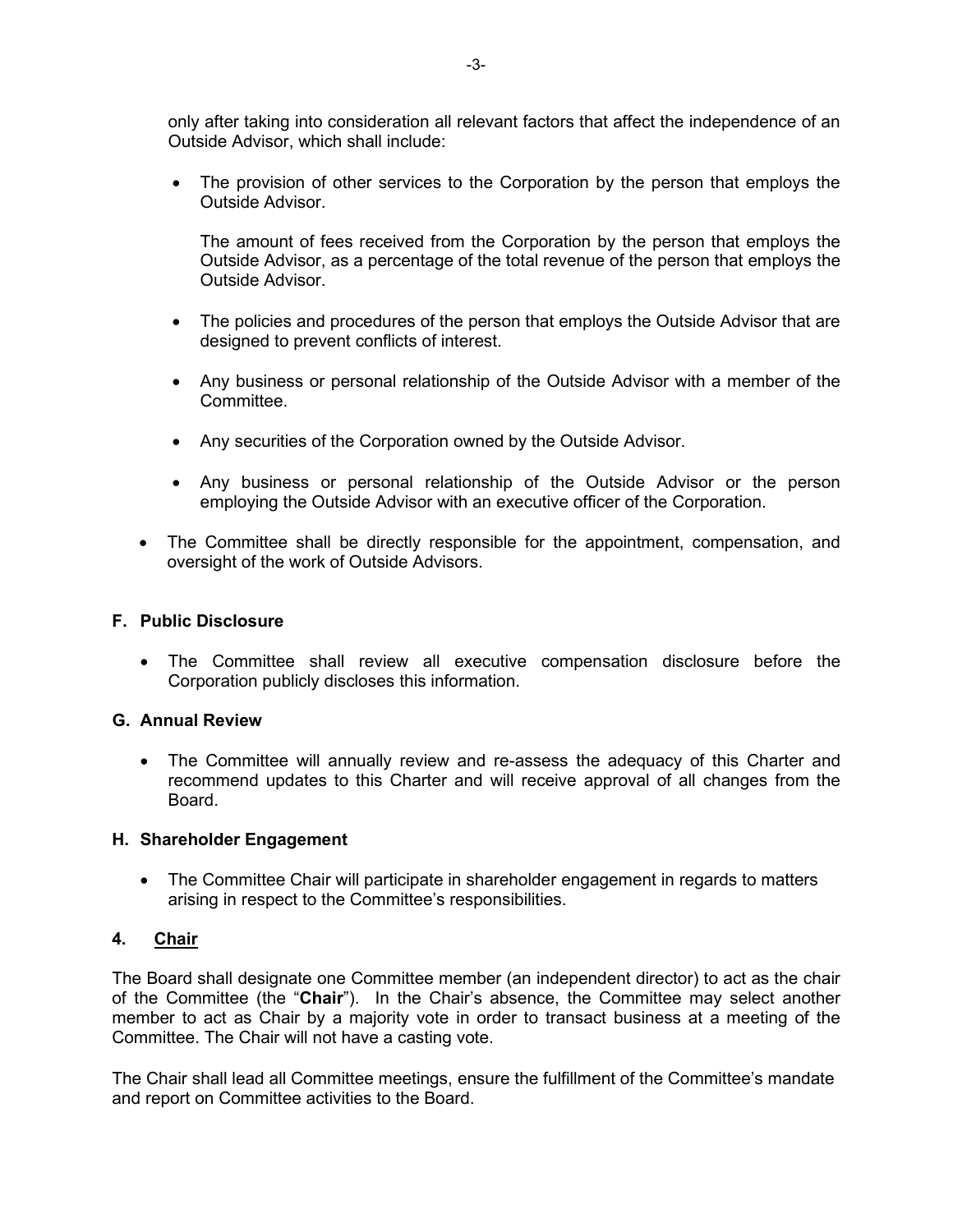only after taking into consideration all relevant factors that affect the independence of an Outside Advisor, which shall include:

- The provision of other services to the Corporation by the person that employs the Outside Advisor.

  The amount of fees received from the Corporation by the person that employs the Outside Advisor, as a percentage of the total revenue of the person that employs the Outside Advisor.

- The policies and procedures of the person that employs the Outside Advisor that are designed to prevent conflicts of interest.
- Any business or personal relationship of the Outside Advisor with a member of the Committee.
- Any securities of the Corporation owned by the Outside Advisor.
- Any business or personal relationship of the Outside Advisor or the person employing the Outside Advisor with an executive officer of the Corporation.

- The Committee shall be directly responsible for the appointment, compensation, and oversight of the work of Outside Advisors.

### F. Public Disclosure

- The Committee shall review all executive compensation disclosure before the Corporation publicly discloses this information.

### G. Annual Review

- The Committee will annually review and re-assess the adequacy of this Charter and recommend updates to this Charter and will receive approval of all changes from the Board.

### H. Shareholder Engagement

- The Committee Chair will participate in shareholder engagement in regards to matters arising in respect to the Committee's responsibilities.

## 4. <u>Chair</u>

The Board shall designate one Committee member (an independent director) to act as the chair of the Committee (the "**Chair**"). In the Chair's absence, the Committee may select another member to act as Chair by a majority vote in order to transact business at a meeting of the Committee. The Chair will not have a casting vote.

The Chair shall lead all Committee meetings, ensure the fulfillment of the Committee's mandate and report on Committee activities to the Board.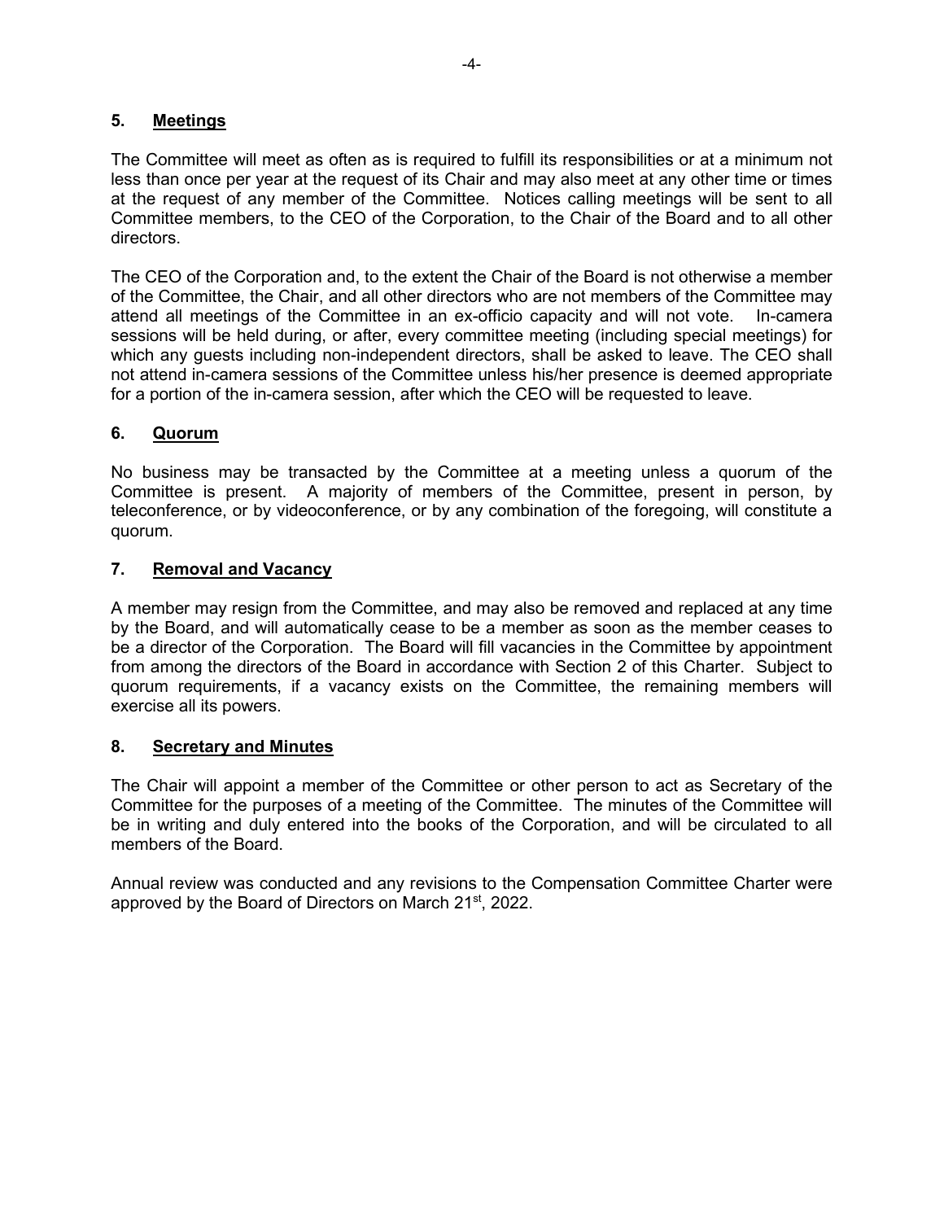## 5. Meetings

The Committee will meet as often as is required to fulfill its responsibilities or at a minimum not less than once per year at the request of its Chair and may also meet at any other time or times at the request of any member of the Committee. Notices calling meetings will be sent to all Committee members, to the CEO of the Corporation, to the Chair of the Board and to all other directors.

The CEO of the Corporation and, to the extent the Chair of the Board is not otherwise a member of the Committee, the Chair, and all other directors who are not members of the Committee may attend all meetings of the Committee in an ex-officio capacity and will not vote. In-camera sessions will be held during, or after, every committee meeting (including special meetings) for which any guests including non-independent directors, shall be asked to leave. The CEO shall not attend in-camera sessions of the Committee unless his/her presence is deemed appropriate for a portion of the in-camera session, after which the CEO will be requested to leave.

## 6. Quorum

No business may be transacted by the Committee at a meeting unless a quorum of the Committee is present. A majority of members of the Committee, present in person, by teleconference, or by videoconference, or by any combination of the foregoing, will constitute a quorum.

## 7. Removal and Vacancy

A member may resign from the Committee, and may also be removed and replaced at any time by the Board, and will automatically cease to be a member as soon as the member ceases to be a director of the Corporation. The Board will fill vacancies in the Committee by appointment from among the directors of the Board in accordance with Section 2 of this Charter. Subject to quorum requirements, if a vacancy exists on the Committee, the remaining members will exercise all its powers.

## 8. Secretary and Minutes

The Chair will appoint a member of the Committee or other person to act as Secretary of the Committee for the purposes of a meeting of the Committee. The minutes of the Committee will be in writing and duly entered into the books of the Corporation, and will be circulated to all members of the Board.

Annual review was conducted and any revisions to the Compensation Committee Charter were approved by the Board of Directors on March 21st, 2022.